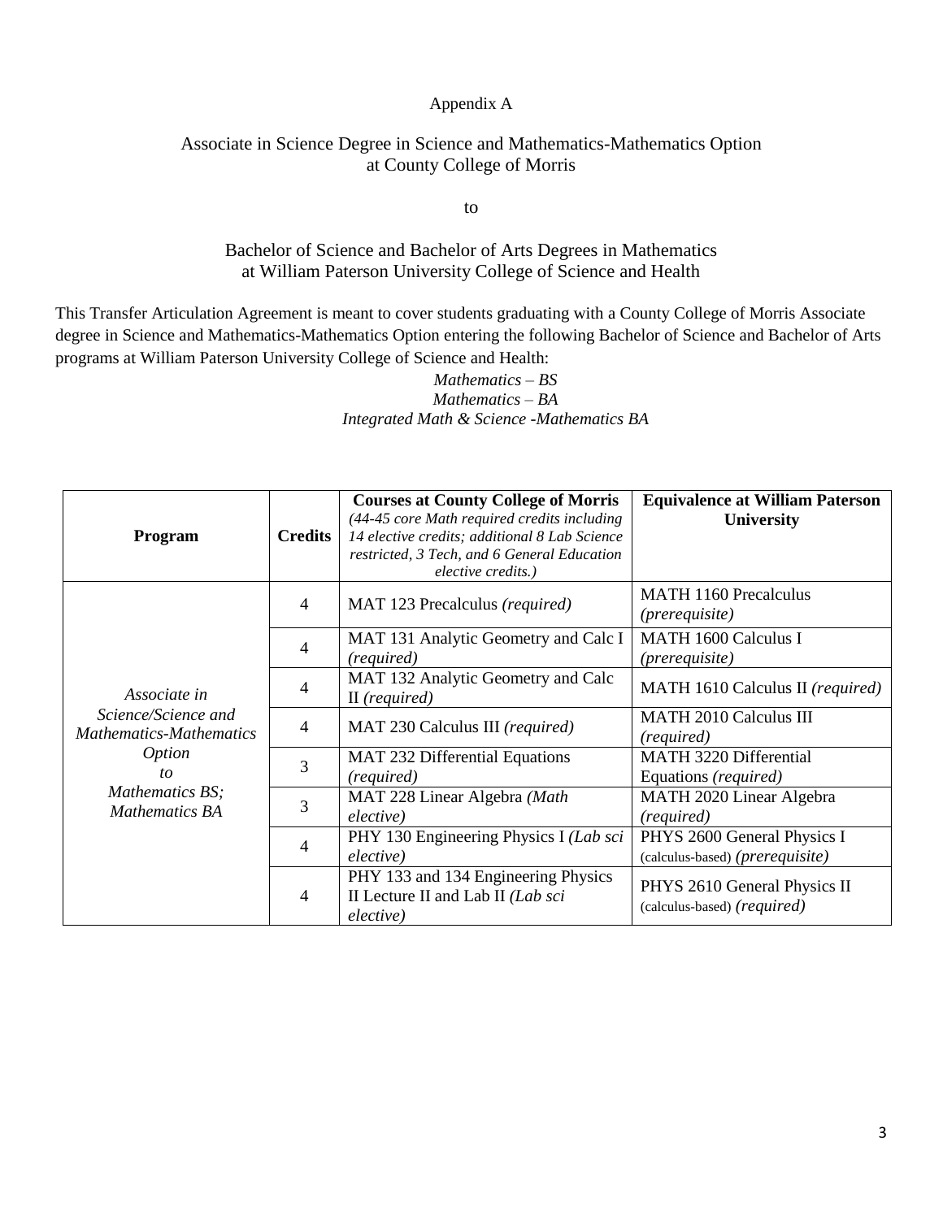Appendix A

## Associate in Science Degree in Science and Mathematics-Mathematics Option at County College of Morris

to

## Bachelor of Science and Bachelor of Arts Degrees in Mathematics at William Paterson University College of Science and Health

This Transfer Articulation Agreement is meant to cover students graduating with a County College of Morris Associate degree in Science and Mathematics-Mathematics Option entering the following Bachelor of Science and Bachelor of Arts programs at William Paterson University College of Science and Health:

*Mathematics – BS*
*Mathematics – BA*
*Integrated Math & Science -Mathematics BA*

| Program | Credits | **Courses at County College of Morris** *(44-45 core Math required credits including 14 elective credits; additional 8 Lab Science restricted, 3 Tech, and 6 General Education elective credits.)* | Equivalence at William Paterson University |
|---|---|---|---|
| *Associate in Science/Science and Mathematics-Mathematics Option to Mathematics BS; Mathematics BA* | 4 | MAT 123 Precalculus *(required)* | MATH 1160 Precalculus *(prerequisite)* |
| | 4 | MAT 131 Analytic Geometry and Calc I *(required)* | MATH 1600 Calculus I *(prerequisite)* |
| | 4 | MAT 132 Analytic Geometry and Calc II *(required)* | MATH 1610 Calculus II *(required)* |
| | 4 | MAT 230 Calculus III *(required)* | MATH 2010 Calculus III *(required)* |
| | 3 | MAT 232 Differential Equations *(required)* | MATH 3220 Differential Equations *(required)* |
| | 3 | MAT 228 Linear Algebra *(Math elective)* | MATH 2020 Linear Algebra *(required)* |
| | 4 | PHY 130 Engineering Physics I *(Lab sci elective)* | PHYS 2600 General Physics I (calculus-based) *(prerequisite)* |
| | 4 | PHY 133 and 134 Engineering Physics II Lecture II and Lab II *(Lab sci elective)* | PHYS 2610 General Physics II (calculus-based) *(required)* |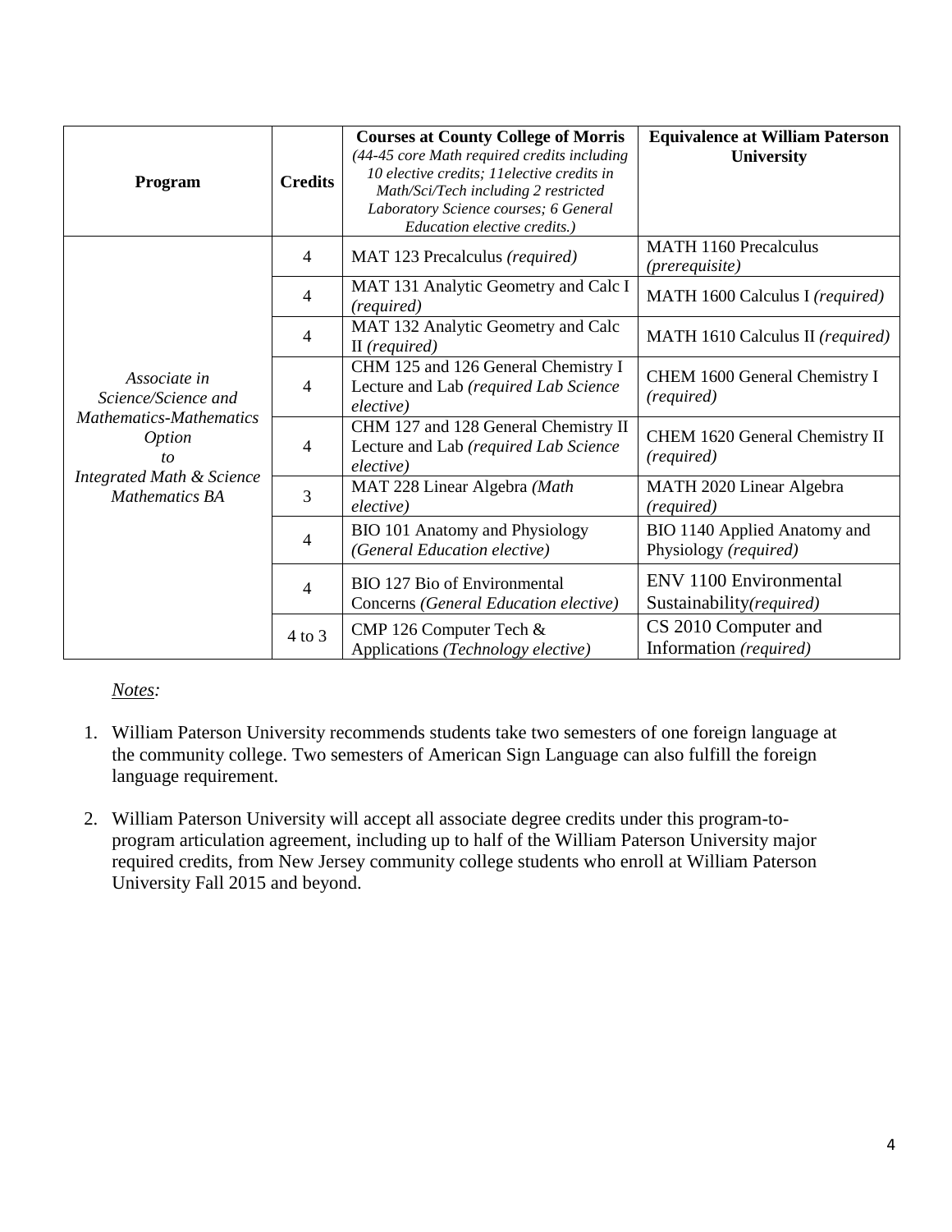| Program | Credits | **Courses at County College of Morris** *(44-45 core Math required credits including 10 elective credits; 11elective credits in Math/Sci/Tech including 2 restricted Laboratory Science courses; 6 General Education elective credits.)* | **Equivalence at William Paterson University** |
|---|---|---|---|
| *Associate in Science/Science and Mathematics-Mathematics Option to Integrated Math & Science Mathematics BA* | 4 | MAT 123 Precalculus *(required)* | MATH 1160 Precalculus *(prerequisite)* |
| | 4 | MAT 131 Analytic Geometry and Calc I *(required)* | MATH 1600 Calculus I *(required)* |
| | 4 | MAT 132 Analytic Geometry and Calc II *(required)* | MATH 1610 Calculus II *(required)* |
| | 4 | CHM 125 and 126 General Chemistry I Lecture and Lab *(required Lab Science elective)* | CHEM 1600 General Chemistry I *(required)* |
| | 4 | CHM 127 and 128 General Chemistry II Lecture and Lab *(required Lab Science elective)* | CHEM 1620 General Chemistry II *(required)* |
| | 3 | MAT 228 Linear Algebra *(Math elective)* | MATH 2020 Linear Algebra *(required)* |
| | 4 | BIO 101 Anatomy and Physiology *(General Education elective)* | BIO 1140 Applied Anatomy and Physiology *(required)* |
| | 4 | BIO 127 Bio of Environmental Concerns *(General Education elective)* | ENV 1100 Environmental Sustainability*(required)* |
| | 4 to 3 | CMP 126 Computer Tech & Applications *(Technology elective)* | CS 2010 Computer and Information *(required)* |

*Notes:*

1. William Paterson University recommends students take two semesters of one foreign language at the community college. Two semesters of American Sign Language can also fulfill the foreign language requirement.

2. William Paterson University will accept all associate degree credits under this program-to-program articulation agreement, including up to half of the William Paterson University major required credits, from New Jersey community college students who enroll at William Paterson University Fall 2015 and beyond.